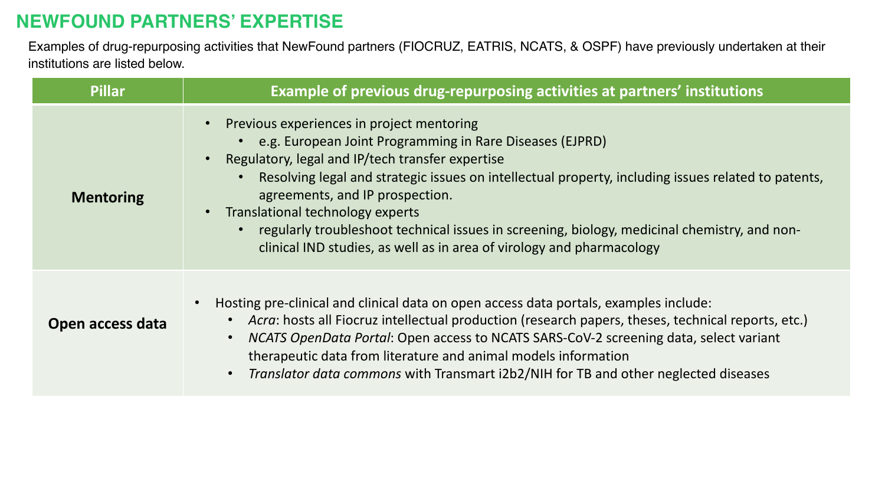## NEWFOUND PARTNERS' EXPERTISE

Examples of drug-repurposing activities that NewFound partners (FIOCRUZ, EATRIS, NCATS, & OSPF) have previously undertaken at their institutions are listed below.

| Pillar | Example of previous drug-repurposing activities at partners' institutions |
|---|---|
| **Mentoring** | • Previous experiences in project mentoring<br>  ◦ e.g. European Joint Programming in Rare Diseases (EJPRD)<br>• Regulatory, legal and IP/tech transfer expertise<br>  ◦ Resolving legal and strategic issues on intellectual property, including issues related to patents, agreements, and IP prospection.<br>• Translational technology experts<br>  ◦ regularly troubleshoot technical issues in screening, biology, medicinal chemistry, and non-clinical IND studies, as well as in area of virology and pharmacology |
| **Open access data** | • Hosting pre-clinical and clinical data on open access data portals, examples include:<br>  ◦ *Acra*: hosts all Fiocruz intellectual production (research papers, theses, technical reports, etc.)<br>  ◦ *NCATS OpenData Portal*: Open access to NCATS SARS-CoV-2 screening data, select variant therapeutic data from literature and animal models information<br>  ◦ *Translator data commons* with Transmart i2b2/NIH for TB and other neglected diseases |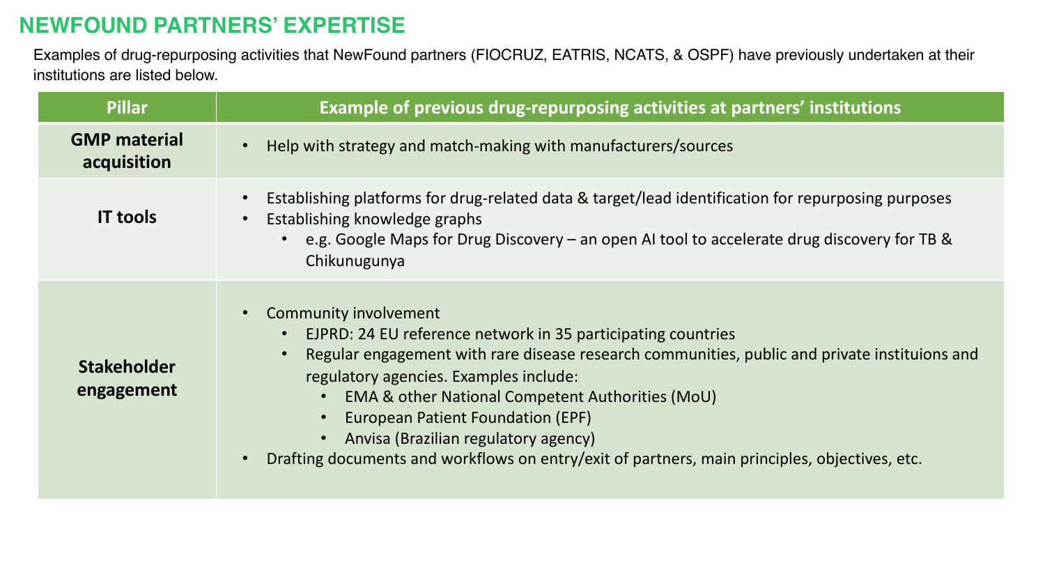# NEWFOUND PARTNERS' EXPERTISE

Examples of drug-repurposing activities that NewFound partners (FIOCRUZ, EATRIS, NCATS, & OSPF) have previously undertaken at their institutions are listed below.

| Pillar | Example of previous drug-repurposing activities at partners' institutions |
|---|---|
| **GMP material acquisition** | • Help with strategy and match-making with manufacturers/sources |
| **IT tools** | • Establishing platforms for drug-related data & target/lead identification for repurposing purposes<br>• Establishing knowledge graphs<br>&nbsp;&nbsp;&nbsp;&nbsp;• e.g. Google Maps for Drug Discovery – an open AI tool to accelerate drug discovery for TB & Chikunugunya |
| **Stakeholder engagement** | • Community involvement<br>&nbsp;&nbsp;&nbsp;&nbsp;• EJPRD: 24 EU reference network in 35 participating countries<br>&nbsp;&nbsp;&nbsp;&nbsp;• Regular engagement with rare disease research communities, public and private instituions and regulatory agencies. Examples include:<br>&nbsp;&nbsp;&nbsp;&nbsp;&nbsp;&nbsp;&nbsp;&nbsp;• EMA & other National Competent Authorities (MoU)<br>&nbsp;&nbsp;&nbsp;&nbsp;&nbsp;&nbsp;&nbsp;&nbsp;• European Patient Foundation (EPF)<br>&nbsp;&nbsp;&nbsp;&nbsp;&nbsp;&nbsp;&nbsp;&nbsp;• Anvisa (Brazilian regulatory agency)<br>• Drafting documents and workflows on entry/exit of partners, main principles, objectives, etc. |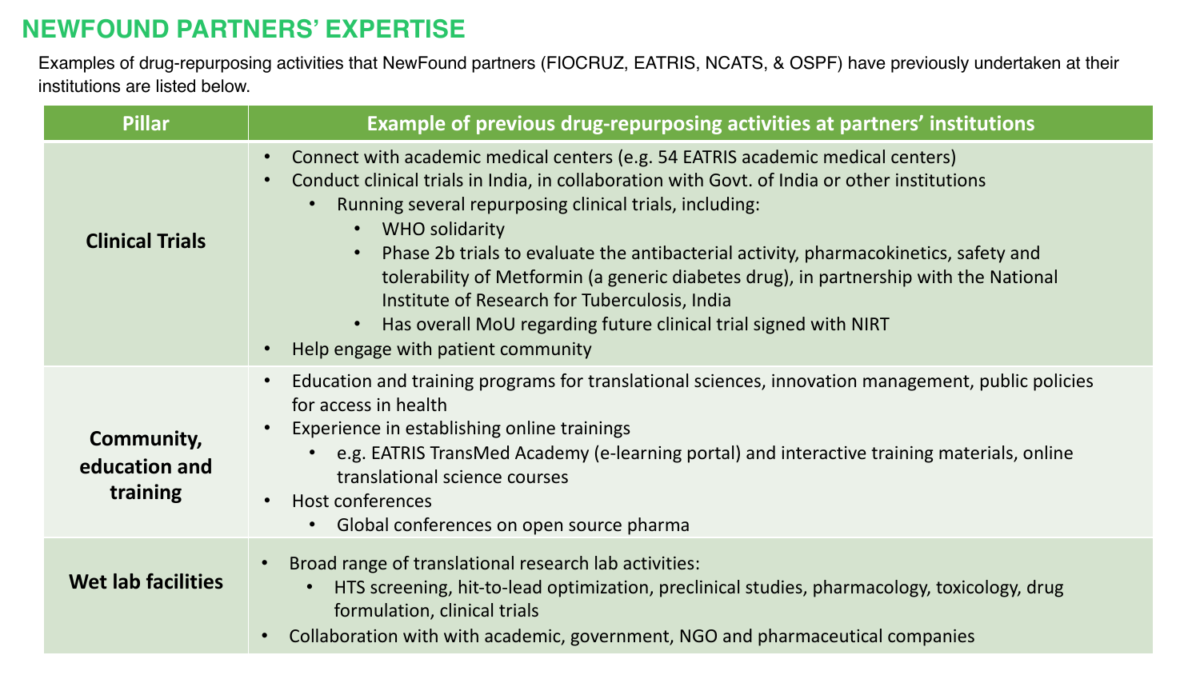## NEWFOUND PARTNERS' EXPERTISE

Examples of drug-repurposing activities that NewFound partners (FIOCRUZ, EATRIS, NCATS, & OSPF) have previously undertaken at their institutions are listed below.

| Pillar | Example of previous drug-repurposing activities at partners' institutions |
| --- | --- |
| **Clinical Trials** | • Connect with academic medical centers (e.g. 54 EATRIS academic medical centers)<br>• Conduct clinical trials in India, in collaboration with Govt. of India or other institutions<br>&nbsp;&nbsp;&nbsp;&nbsp;• Running several repurposing clinical trials, including:<br>&nbsp;&nbsp;&nbsp;&nbsp;&nbsp;&nbsp;&nbsp;&nbsp;• WHO solidarity<br>&nbsp;&nbsp;&nbsp;&nbsp;&nbsp;&nbsp;&nbsp;&nbsp;• Phase 2b trials to evaluate the antibacterial activity, pharmacokinetics, safety and tolerability of Metformin (a generic diabetes drug), in partnership with the National Institute of Research for Tuberculosis, India<br>&nbsp;&nbsp;&nbsp;&nbsp;&nbsp;&nbsp;&nbsp;&nbsp;• Has overall MoU regarding future clinical trial signed with NIRT<br>• Help engage with patient community |
| **Community, education and training** | • Education and training programs for translational sciences, innovation management, public policies for access in health<br>• Experience in establishing online trainings<br>&nbsp;&nbsp;&nbsp;&nbsp;• e.g. EATRIS TransMed Academy (e-learning portal) and interactive training materials, online translational science courses<br>• Host conferences<br>&nbsp;&nbsp;&nbsp;&nbsp;• Global conferences on open source pharma |
| **Wet lab facilities** | • Broad range of translational research lab activities:<br>&nbsp;&nbsp;&nbsp;&nbsp;• HTS screening, hit-to-lead optimization, preclinical studies, pharmacology, toxicology, drug formulation, clinical trials<br>• Collaboration with with academic, government, NGO and pharmaceutical companies |